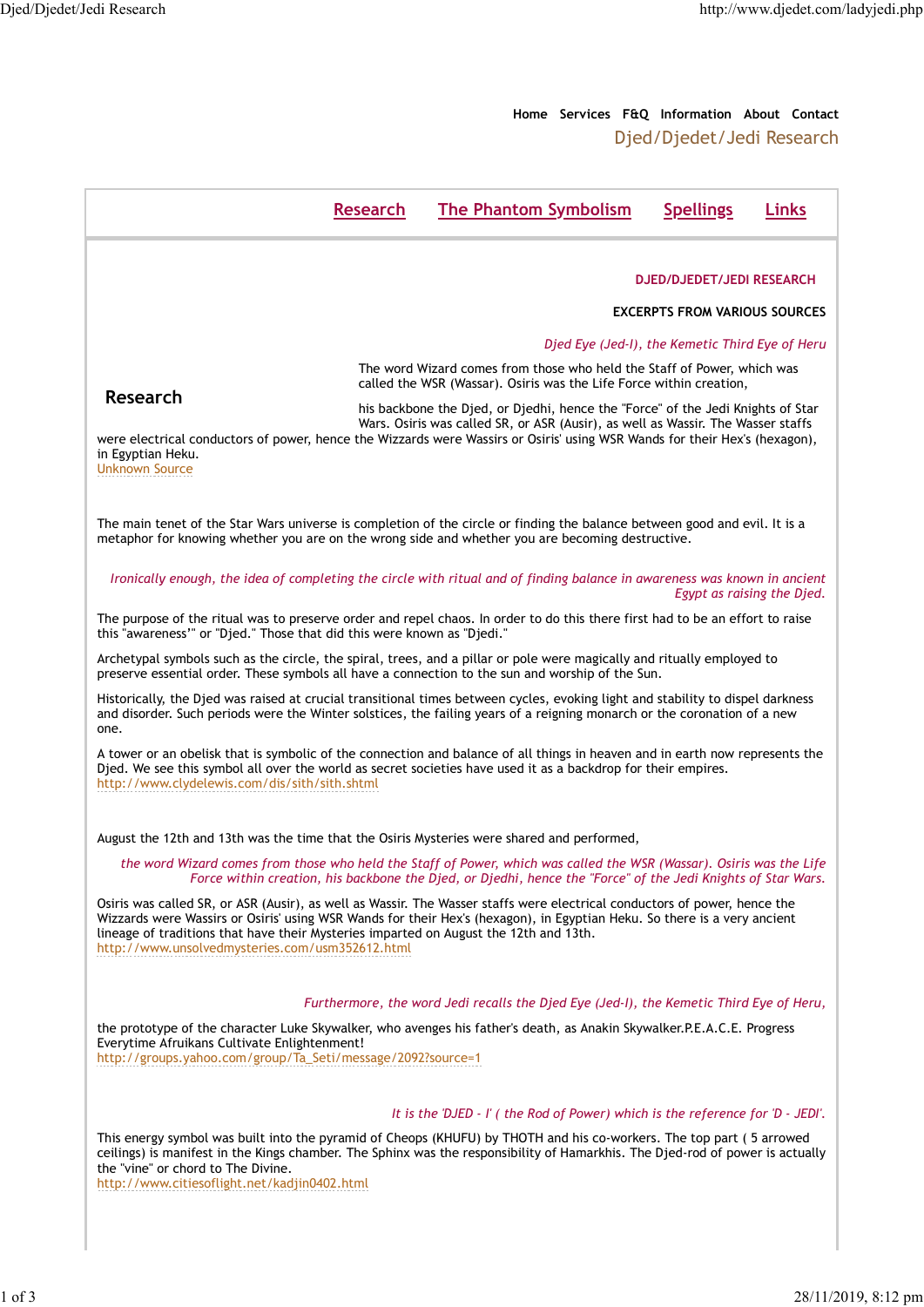Home Services F&Q Information About Contact

Djed/Djedet/Jedi Research

Research | The Phantom Symbolism | Spellings | Links

**DJED/DJEDET/JEDI RESEARCH**

**EXCERPTS FROM VARIOUS SOURCES**

## Research

*Djed Eye (Jed-I), the Kemetic Third Eye of Heru*

The word Wizard comes from those who held the Staff of Power, which was called the WSR (Wassar). Osiris was the Life Force within creation,

his backbone the Djed, or Djedhi, hence the "Force" of the Jedi Knights of Star Wars. Osiris was called SR, or ASR (Ausir), as well as Wassir. The Wasser staffs were electrical conductors of power, hence the Wizzards were Wassirs or Osiris' using WSR Wands for their Hex's (hexagon), in Egyptian Heku.
Unknown Source

The main tenet of the Star Wars universe is completion of the circle or finding the balance between good and evil. It is a metaphor for knowing whether you are on the wrong side and whether you are becoming destructive.

*Ironically enough, the idea of completing the circle with ritual and of finding balance in awareness was known in ancient Egypt as raising the Djed.*

The purpose of the ritual was to preserve order and repel chaos. In order to do this there first had to be an effort to raise this "awareness'" or "Djed." Those that did this were known as "Djedi."

Archetypal symbols such as the circle, the spiral, trees, and a pillar or pole were magically and ritually employed to preserve essential order. These symbols all have a connection to the sun and worship of the Sun.

Historically, the Djed was raised at crucial transitional times between cycles, evoking light and stability to dispel darkness and disorder. Such periods were the Winter solstices, the failing years of a reigning monarch or the coronation of a new one.

A tower or an obelisk that is symbolic of the connection and balance of all things in heaven and in earth now represents the Djed. We see this symbol all over the world as secret societies have used it as a backdrop for their empires.
http://www.clydelewis.com/dis/sith/sith.shtml

August the 12th and 13th was the time that the Osiris Mysteries were shared and performed,

*the word Wizard comes from those who held the Staff of Power, which was called the WSR (Wassar). Osiris was the Life Force within creation, his backbone the Djed, or Djedhi, hence the "Force" of the Jedi Knights of Star Wars.*

Osiris was called SR, or ASR (Ausir), as well as Wassir. The Wasser staffs were electrical conductors of power, hence the Wizzards were Wassirs or Osiris' using WSR Wands for their Hex's (hexagon), in Egyptian Heku. So there is a very ancient lineage of traditions that have their Mysteries imparted on August the 12th and 13th.
http://www.unsolvedmysteries.com/usm352612.html

*Furthermore, the word Jedi recalls the Djed Eye (Jed-I), the Kemetic Third Eye of Heru,*

the prototype of the character Luke Skywalker, who avenges his father's death, as Anakin Skywalker.P.E.A.C.E. Progress Everytime Afruikans Cultivate Enlightenment!
http://groups.yahoo.com/group/Ta_Seti/message/2092?source=1

*It is the 'DJED - I' ( the Rod of Power) which is the reference for 'D - JEDI'.*

This energy symbol was built into the pyramid of Cheops (KHUFU) by THOTH and his co-workers. The top part ( 5 arrowed ceilings) is manifest in the Kings chamber. The Sphinx was the responsibility of Hamarkhis. The Djed-rod of power is actually the "vine" or chord to The Divine.
http://www.citiesoflight.net/kadjin0402.html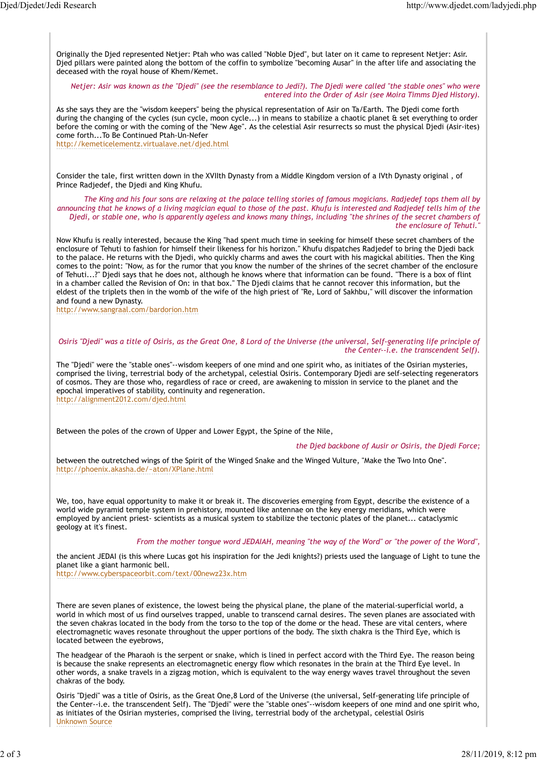Originally the Djed represented Netjer: Ptah who was called "Noble Djed", but later on it came to represent Netjer: Asir. Djed pillars were painted along the bottom of the coffin to symbolize "becoming Ausar" in the after life and associating the deceased with the royal house of Khem/Kemet.

*Netjer: Asir was known as the "Djedi" (see the resemblance to Jedi?). The Djedi were called "the stable ones" who were entered into the Order of Asir (see Moira Timms Djed History).*

As she says they are the "wisdom keepers" being the physical representation of Asir on Ta/Earth. The Djedi come forth during the changing of the cycles (sun cycle, moon cycle...) in means to stabilize a chaotic planet & set everything to order before the coming or with the coming of the "New Age". As the celestial Asir resurrects so must the physical Djedi (Asir-ites) come forth...To Be Continued Ptah-Un-Nefer
http://kemeticelementz.virtualave.net/djed.html

Consider the tale, first written down in the XVIIth Dynasty from a Middle Kingdom version of a IVth Dynasty original , of Prince Radjedef, the Djedi and King Khufu.

*The King and his four sons are relaxing at the palace telling stories of famous magicians. Radjedef tops them all by announcing that he knows of a living magician equal to those of the past. Khufu is interested and Radjedef tells him of the Djedi, or stable one, who is apparently ageless and knows many things, including "the shrines of the secret chambers of the enclosure of Tehuti."*

Now Khufu is really interested, because the King "had spent much time in seeking for himself these secret chambers of the enclosure of Tehuti to fashion for himself their likeness for his horizon." Khufu dispatches Radjedef to bring the Djedi back to the palace. He returns with the Djedi, who quickly charms and awes the court with his magickal abilities. Then the King comes to the point: "Now, as for the rumor that you know the number of the shrines of the secret chamber of the enclosure of Tehuti...?" Djedi says that he does not, although he knows where that information can be found. "There is a box of flint in a chamber called the Revision of On: in that box." The Djedi claims that he cannot recover this information, but the eldest of the triplets then in the womb of the wife of the high priest of "Re, Lord of Sakhbu," will discover the information and found a new Dynasty.
http://www.sangraal.com/bardorion.htm

*Osiris "Djedi" was a title of Osiris, as the Great One, 8 Lord of the Universe (the universal, Self-generating life principle of the Center--i.e. the transcendent Self).*

The "Djedi" were the "stable ones"--wisdom keepers of one mind and one spirit who, as initiates of the Osirian mysteries, comprised the living, terrestrial body of the archetypal, celestial Osiris. Contemporary Djedi are self-selecting regenerators of cosmos. They are those who, regardless of race or creed, are awakening to mission in service to the planet and the epochal imperatives of stability, continuity and regeneration.
http://alignment2012.com/djed.html

Between the poles of the crown of Upper and Lower Egypt, the Spine of the Nile,

*the Djed backbone of Ausir or Osiris, the Djedi Force;*

between the outretched wings of the Spirit of the Winged Snake and the Winged Vulture, "Make the Two Into One".
http://phoenix.akasha.de/~aton/XPlane.html

We, too, have equal opportunity to make it or break it. The discoveries emerging from Egypt, describe the existence of a world wide pyramid temple system in prehistory, mounted like antennae on the key energy meridians, which were employed by ancient priest- scientists as a musical system to stabilize the tectonic plates of the planet... cataclysmic geology at it's finest.

*From the mother tongue word JEDAIAH, meaning "the way of the Word" or "the power of the Word",*

the ancient JEDAI (is this where Lucas got his inspiration for the Jedi knights?) priests used the language of Light to tune the planet like a giant harmonic bell.
http://www.cyberspaceorbit.com/text/00newz23x.htm

There are seven planes of existence, the lowest being the physical plane, the plane of the material-superficial world, a world in which most of us find ourselves trapped, unable to transcend carnal desires. The seven planes are associated with the seven chakras located in the body from the torso to the top of the dome or the head. These are vital centers, where electromagnetic waves resonate throughout the upper portions of the body. The sixth chakra is the Third Eye, which is located between the eyebrows,

The headgear of the Pharaoh is the serpent or snake, which is lined in perfect accord with the Third Eye. The reason being is because the snake represents an electromagnetic energy flow which resonates in the brain at the Third Eye level. In other words, a snake travels in a zigzag motion, which is equivalent to the way energy waves travel throughout the seven chakras of the body.

Osiris "Djedi" was a title of Osiris, as the Great One,8 Lord of the Universe (the universal, Self-generating life principle of the Center--i.e. the transcendent Self). The "Djedi" were the "stable ones"--wisdom keepers of one mind and one spirit who, as initiates of the Osirian mysteries, comprised the living, terrestrial body of the archetypal, celestial Osiris
Unknown Source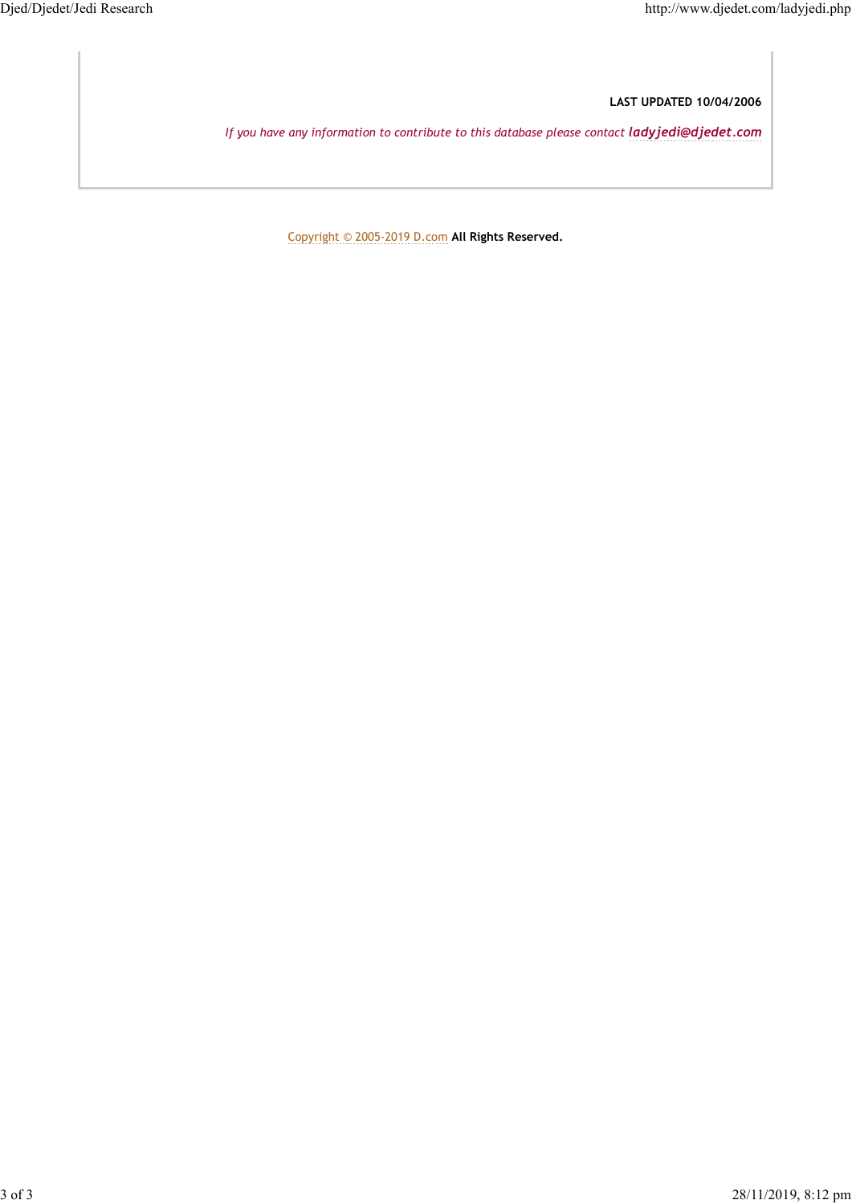**LAST UPDATED 10/04/2006**

*If you have any information to contribute to this database please contact* ***ladyjedi@djedet.com***

Copyright © 2005-2019 D.com **All Rights Reserved.**